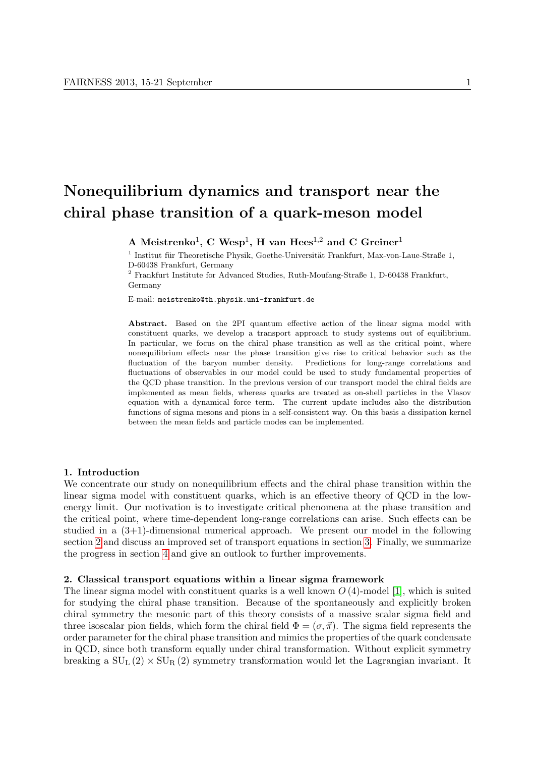# Nonequilibrium dynamics and transport near the chiral phase transition of a quark-meson model

**A Meistrenko[1], C Wesp[1], H van Hees[1,2] and C Greiner[1]**

[1] Institut für Theoretische Physik, Goethe-Universität Frankfurt, Max-von-Laue-Straße 1, D-60438 Frankfurt, Germany

[2] Frankfurt Institute for Advanced Studies, Ruth-Moufang-Straße 1, D-60438 Frankfurt, Germany

E-mail: meistrenko@th.physik.uni-frankfurt.de

**Abstract.** Based on the 2PI quantum effective action of the linear sigma model with constituent quarks, we develop a transport approach to study systems out of equilibrium. In particular, we focus on the chiral phase transition as well as the critical point, where nonequilibrium effects near the phase transition give rise to critical behavior such as the fluctuation of the baryon number density. Predictions for long-range correlations and fluctuations of observables in our model could be used to study fundamental properties of the QCD phase transition. In the previous version of our transport model the chiral fields are implemented as mean fields, whereas quarks are treated as on-shell particles in the Vlasov equation with a dynamical force term. The current update includes also the distribution functions of sigma mesons and pions in a self-consistent way. On this basis a dissipation kernel between the mean fields and particle modes can be implemented.

## 1. Introduction

We concentrate our study on nonequilibrium effects and the chiral phase transition within the linear sigma model with constituent quarks, which is an effective theory of QCD in the low-energy limit. Our motivation is to investigate critical phenomena at the phase transition and the critical point, where time-dependent long-range correlations can arise. Such effects can be studied in a (3+1)-dimensional numerical approach. We present our model in the following section 2 and discuss an improved set of transport equations in section 3. Finally, we summarize the progress in section 4 and give an outlook to further improvements.

## 2. Classical transport equations within a linear sigma framework

The linear sigma model with constituent quarks is a well known $O(4)$-model [1], which is suited for studying the chiral phase transition. Because of the spontaneously and explicitly broken chiral symmetry the mesonic part of this theory consists of a massive scalar sigma field and three isoscalar pion fields, which form the chiral field $\Phi = (\sigma, \vec{\pi})$. The sigma field represents the order parameter for the chiral phase transition and mimics the properties of the quark condensate in QCD, since both transform equally under chiral transformation. Without explicit symmetry breaking a $\mathrm{SU_L}(2) \times \mathrm{SU_R}(2)$ symmetry transformation would let the Lagrangian invariant. It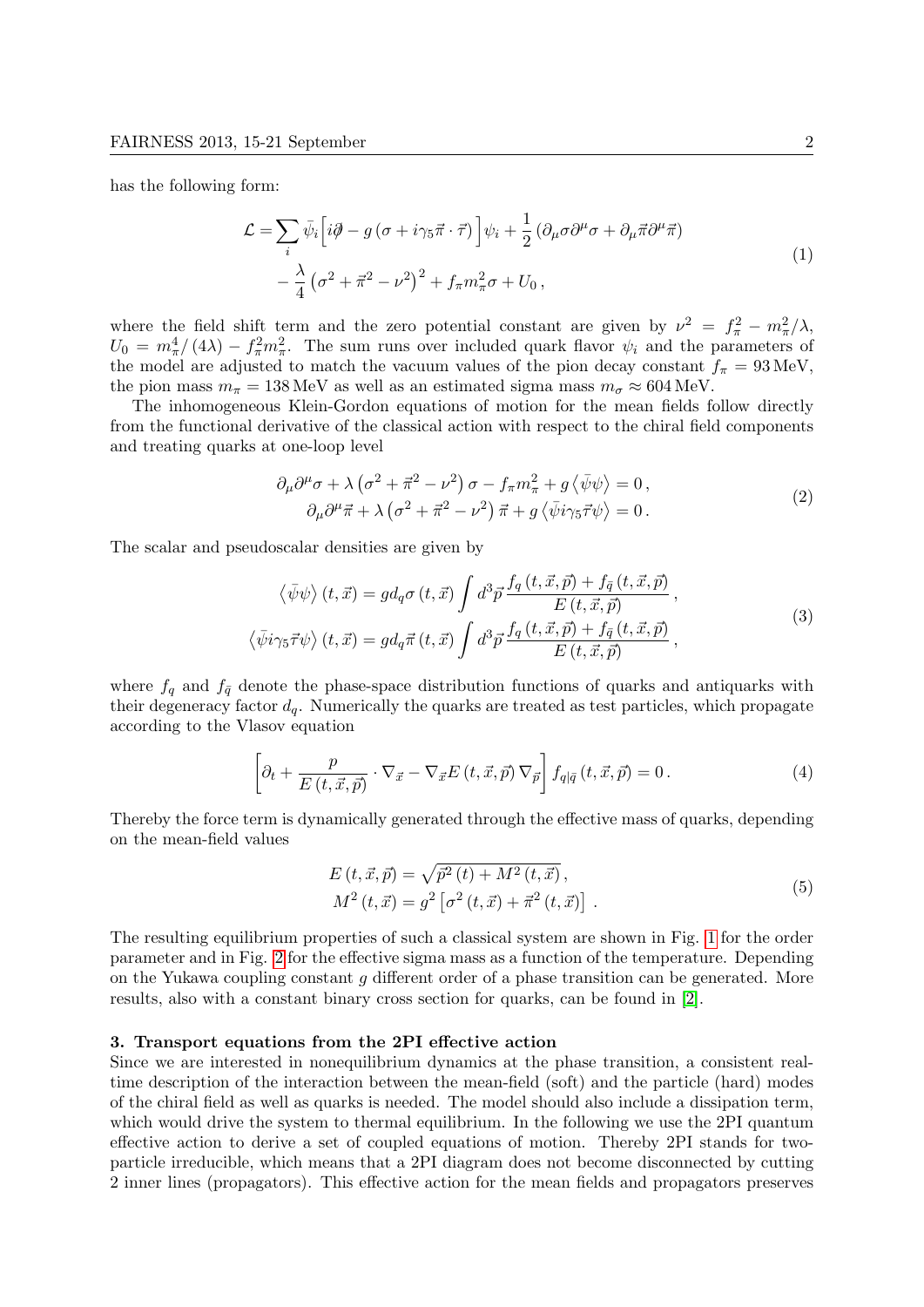has the following form:

$$
\begin{aligned}
\mathcal{L} =& \sum_i \bar{\psi}_i \Big[ i\partial\!\!\!/ - g\left(\sigma + i\gamma_5 \vec{\pi}\cdot\vec{\tau}\right) \Big] \psi_i + \frac{1}{2}\left(\partial_\mu \sigma \partial^\mu \sigma + \partial_\mu \vec{\pi} \partial^\mu \vec{\pi}\right) \\
& - \frac{\lambda}{4}\left(\sigma^2 + \vec{\pi}^2 - \nu^2\right)^2 + f_\pi m_\pi^2 \sigma + U_0 \,,
\end{aligned}
\tag{1}
$$

where the field shift term and the zero potential constant are given by $\nu^2 = f_\pi^2 - m_\pi^2/\lambda$, $U_0 = m_\pi^4/(4\lambda) - f_\pi^2 m_\pi^2$. The sum runs over included quark flavor $\psi_i$ and the parameters of the model are adjusted to match the vacuum values of the pion decay constant $f_\pi = 93\,\mathrm{MeV}$, the pion mass $m_\pi = 138\,\mathrm{MeV}$ as well as an estimated sigma mass $m_\sigma \approx 604\,\mathrm{MeV}$.

The inhomogeneous Klein-Gordon equations of motion for the mean fields follow directly from the functional derivative of the classical action with respect to the chiral field components and treating quarks at one-loop level

$$
\begin{aligned}
\partial_\mu \partial^\mu \sigma + \lambda\left(\sigma^2 + \vec{\pi}^2 - \nu^2\right)\sigma - f_\pi m_\pi^2 + g\left\langle \bar{\psi}\psi \right\rangle &= 0 \,, \\
\partial_\mu \partial^\mu \vec{\pi} + \lambda\left(\sigma^2 + \vec{\pi}^2 - \nu^2\right)\vec{\pi} + g\left\langle \bar{\psi} i\gamma_5 \vec{\tau}\psi \right\rangle &= 0 \,.
\end{aligned}
\tag{2}
$$

The scalar and pseudoscalar densities are given by

$$
\begin{aligned}
\left\langle \bar{\psi}\psi \right\rangle(t,\vec{x}) &= g d_q \sigma(t,\vec{x}) \int d^3\vec{p}\, \frac{f_q(t,\vec{x},\vec{p}) + f_{\bar{q}}(t,\vec{x},\vec{p})}{E(t,\vec{x},\vec{p})} \,, \\
\left\langle \bar{\psi} i\gamma_5 \vec{\tau}\psi \right\rangle(t,\vec{x}) &= g d_q \vec{\pi}(t,\vec{x}) \int d^3\vec{p}\, \frac{f_q(t,\vec{x},\vec{p}) + f_{\bar{q}}(t,\vec{x},\vec{p})}{E(t,\vec{x},\vec{p})} \,,
\end{aligned}
\tag{3}
$$

where $f_q$ and $f_{\bar{q}}$ denote the phase-space distribution functions of quarks and antiquarks with their degeneracy factor $d_q$. Numerically the quarks are treated as test particles, which propagate according to the Vlasov equation

$$
\left[\partial_t + \frac{p}{E(t,\vec{x},\vec{p})}\cdot\nabla_{\vec{x}} - \nabla_{\vec{x}} E(t,\vec{x},\vec{p})\,\nabla_{\vec{p}}\right] f_{q|\bar{q}}(t,\vec{x},\vec{p}) = 0 \,.
\tag{4}
$$

Thereby the force term is dynamically generated through the effective mass of quarks, depending on the mean-field values

$$
\begin{aligned}
E(t,\vec{x},\vec{p}) &= \sqrt{\vec{p}^2(t) + M^2(t,\vec{x})} \,, \\
M^2(t,\vec{x}) &= g^2\left[\sigma^2(t,\vec{x}) + \vec{\pi}^2(t,\vec{x})\right] \,.
\end{aligned}
\tag{5}
$$

The resulting equilibrium properties of such a classical system are shown in Fig. 1 for the order parameter and in Fig. 2 for the effective sigma mass as a function of the temperature. Depending on the Yukawa coupling constant $g$ different order of a phase transition can be generated. More results, also with a constant binary cross section for quarks, can be found in [2].

### 3. Transport equations from the 2PI effective action

Since we are interested in nonequilibrium dynamics at the phase transition, a consistent real-time description of the interaction between the mean-field (soft) and the particle (hard) modes of the chiral field as well as quarks is needed. The model should also include a dissipation term, which would drive the system to thermal equilibrium. In the following we use the 2PI quantum effective action to derive a set of coupled equations of motion. Thereby 2PI stands for two-particle irreducible, which means that a 2PI diagram does not become disconnected by cutting 2 inner lines (propagators). This effective action for the mean fields and propagators preserves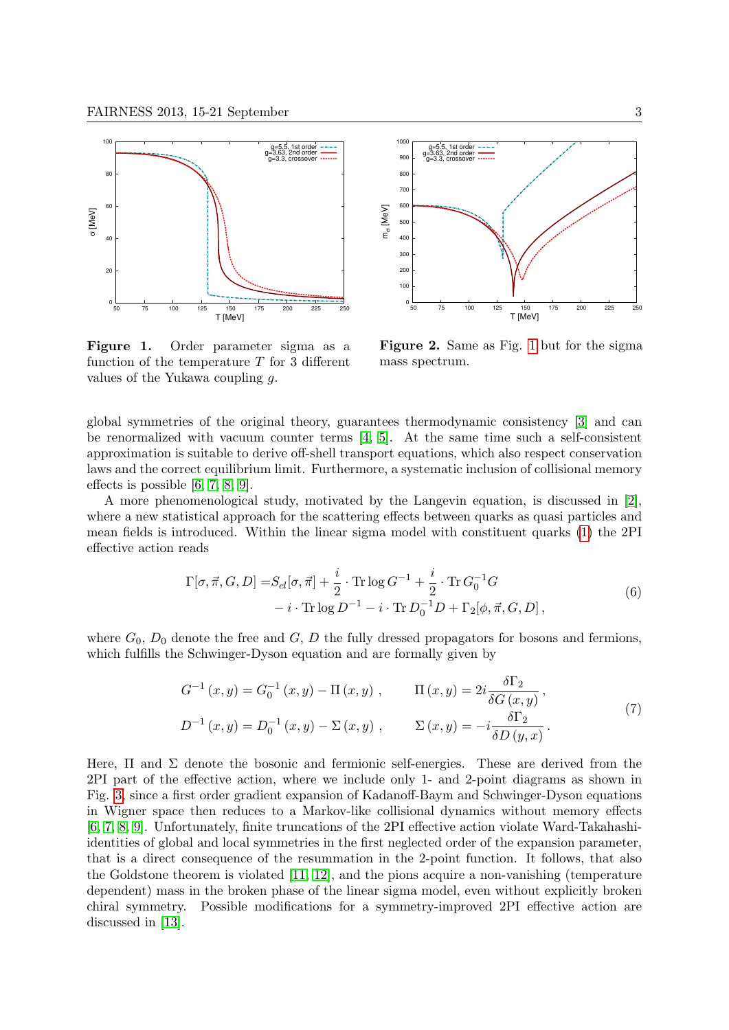**Figure 1.** Order parameter sigma as a function of the temperature $T$ for 3 different values of the Yukawa coupling $g$.

**Figure 2.** Same as Fig. 1 but for the sigma mass spectrum.

global symmetries of the original theory, guarantees thermodynamic consistency [3] and can be renormalized with vacuum counter terms [4, 5]. At the same time such a self-consistent approximation is suitable to derive off-shell transport equations, which also respect conservation laws and the correct equilibrium limit. Furthermore, a systematic inclusion of collisional memory effects is possible [6, 7, 8, 9].

A more phenomenological study, motivated by the Langevin equation, is discussed in [2], where a new statistical approach for the scattering effects between quarks as quasi particles and mean fields is introduced. Within the linear sigma model with constituent quarks (1) the 2PI effective action reads

$$
\begin{aligned}
\Gamma[\sigma,\vec{\pi},G,D] =& S_{cl}[\sigma,\vec{\pi}] + \frac{i}{2}\cdot \mathrm{Tr}\log G^{-1} + \frac{i}{2}\cdot \mathrm{Tr}\, G_0^{-1}G \\
&- i\cdot \mathrm{Tr}\log D^{-1} - i\cdot \mathrm{Tr}\, D_0^{-1}D + \Gamma_2[\phi,\vec{\pi},G,D]\,,
\end{aligned}
\tag{6}
$$

where $G_0$, $D_0$ denote the free and $G$, $D$ the fully dressed propagators for bosons and fermions, which fulfills the Schwinger-Dyson equation and are formally given by

$$
\begin{aligned}
G^{-1}(x,y) &= G_0^{-1}(x,y) - \Pi(x,y)\,, \qquad \Pi(x,y) = 2i\frac{\delta\Gamma_2}{\delta G(x,y)}\,,\\
D^{-1}(x,y) &= D_0^{-1}(x,y) - \Sigma(x,y)\,, \qquad \Sigma(x,y) = -i\frac{\delta\Gamma_2}{\delta D(y,x)}\,.
\end{aligned}
\tag{7}
$$

Here, $\Pi$ and $\Sigma$ denote the bosonic and fermionic self-energies. These are derived from the 2PI part of the effective action, where we include only 1- and 2-point diagrams as shown in Fig. 3, since a first order gradient expansion of Kadanoff-Baym and Schwinger-Dyson equations in Wigner space then reduces to a Markov-like collisional dynamics without memory effects [6, 7, 8, 9]. Unfortunately, finite truncations of the 2PI effective action violate Ward-Takahashi-identities of global and local symmetries in the first neglected order of the expansion parameter, that is a direct consequence of the resummation in the 2-point function. It follows, that also the Goldstone theorem is violated [11, 12], and the pions acquire a non-vanishing (temperature dependent) mass in the broken phase of the linear sigma model, even without explicitly broken chiral symmetry. Possible modifications for a symmetry-improved 2PI effective action are discussed in [13].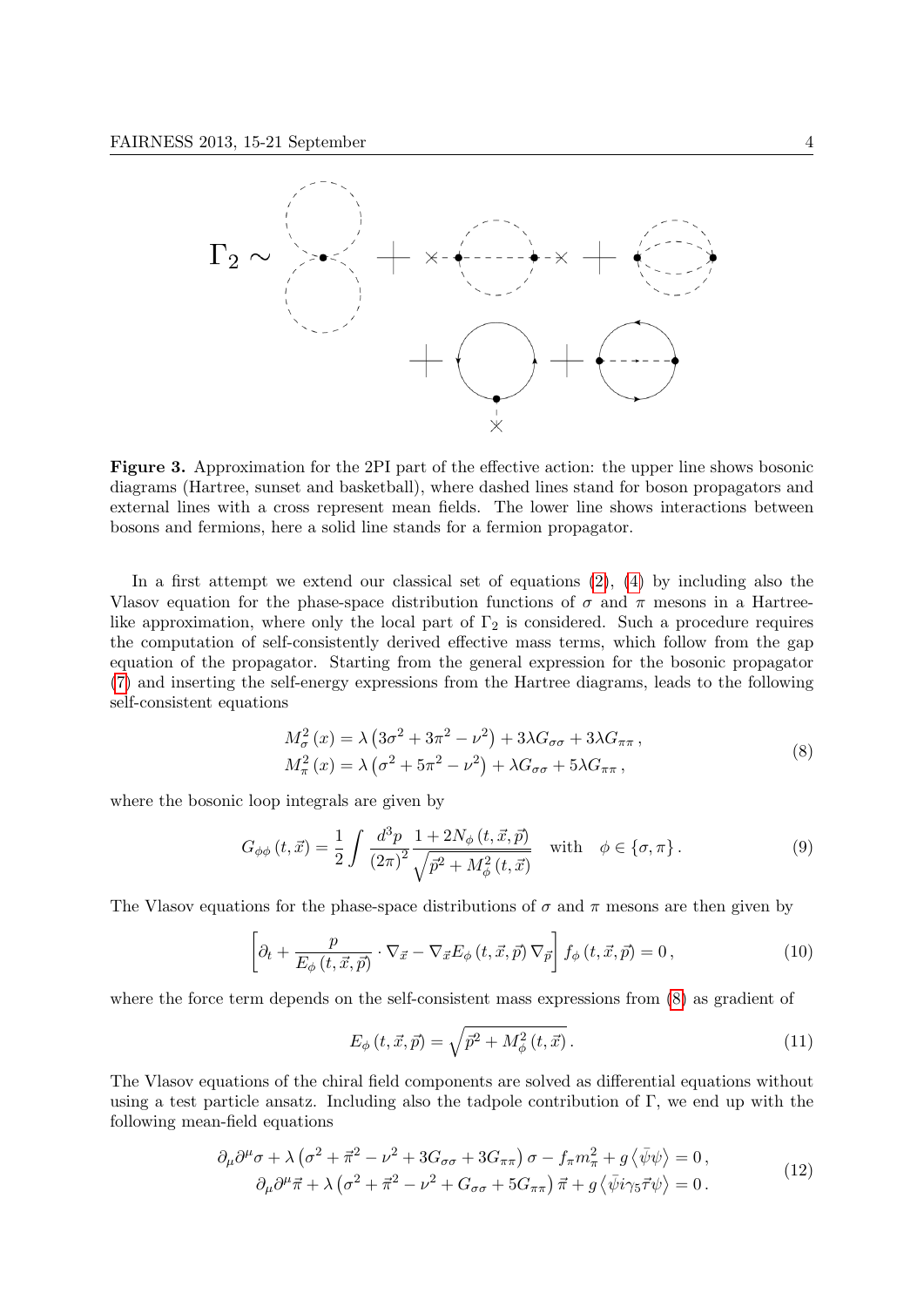$\Gamma_2 \sim$

**Figure 3.** Approximation for the 2PI part of the effective action: the upper line shows bosonic diagrams (Hartree, sunset and basketball), where dashed lines stand for boson propagators and external lines with a cross represent mean fields. The lower line shows interactions between bosons and fermions, here a solid line stands for a fermion propagator.

In a first attempt we extend our classical set of equations (2), (4) by including also the Vlasov equation for the phase-space distribution functions of $\sigma$ and $\pi$ mesons in a Hartree-like approximation, where only the local part of $\Gamma_2$ is considered. Such a procedure requires the computation of self-consistently derived effective mass terms, which follow from the gap equation of the propagator. Starting from the general expression for the bosonic propagator (7) and inserting the self-energy expressions from the Hartree diagrams, leads to the following self-consistent equations

$$
\begin{aligned}
M_\sigma^2(x) &= \lambda\left(3\sigma^2 + 3\pi^2 - \nu^2\right) + 3\lambda G_{\sigma\sigma} + 3\lambda G_{\pi\pi}\,,\\
M_\pi^2(x) &= \lambda\left(\sigma^2 + 5\pi^2 - \nu^2\right) + \lambda G_{\sigma\sigma} + 5\lambda G_{\pi\pi}\,,
\end{aligned}
\tag{8}
$$

where the bosonic loop integrals are given by

$$
G_{\phi\phi}(t,\vec{x}) = \frac{1}{2}\int \frac{d^3p}{(2\pi)^2}\frac{1+2N_\phi(t,\vec{x},\vec{p})}{\sqrt{\vec{p}^2 + M_\phi^2(t,\vec{x})}} \quad \text{with} \quad \phi \in \{\sigma,\pi\}\,. \tag{9}
$$

The Vlasov equations for the phase-space distributions of $\sigma$ and $\pi$ mesons are then given by

$$
\left[\partial_t + \frac{p}{E_\phi(t,\vec{x},\vec{p})}\cdot\nabla_{\vec{x}} - \nabla_{\vec{x}}E_\phi(t,\vec{x},\vec{p})\,\nabla_{\vec{p}}\right] f_\phi(t,\vec{x},\vec{p}) = 0\,, \tag{10}
$$

where the force term depends on the self-consistent mass expressions from (8) as gradient of

$$
E_\phi(t,\vec{x},\vec{p}) = \sqrt{\vec{p}^2 + M_\phi^2(t,\vec{x})}\,. \tag{11}
$$

The Vlasov equations of the chiral field components are solved as differential equations without using a test particle ansatz. Including also the tadpole contribution of $\Gamma$, we end up with the following mean-field equations

$$
\begin{aligned}
\partial_\mu\partial^\mu\sigma + \lambda\left(\sigma^2 + \vec{\pi}^2 - \nu^2 + 3G_{\sigma\sigma} + 3G_{\pi\pi}\right)\sigma - f_\pi m_\pi^2 + g\left\langle\bar{\psi}\psi\right\rangle &= 0\,,\\
\partial_\mu\partial^\mu\vec{\pi} + \lambda\left(\sigma^2 + \vec{\pi}^2 - \nu^2 + G_{\sigma\sigma} + 5G_{\pi\pi}\right)\vec{\pi} + g\left\langle\bar{\psi}i\gamma_5\vec{\tau}\psi\right\rangle &= 0\,.
\end{aligned}
\tag{12}
$$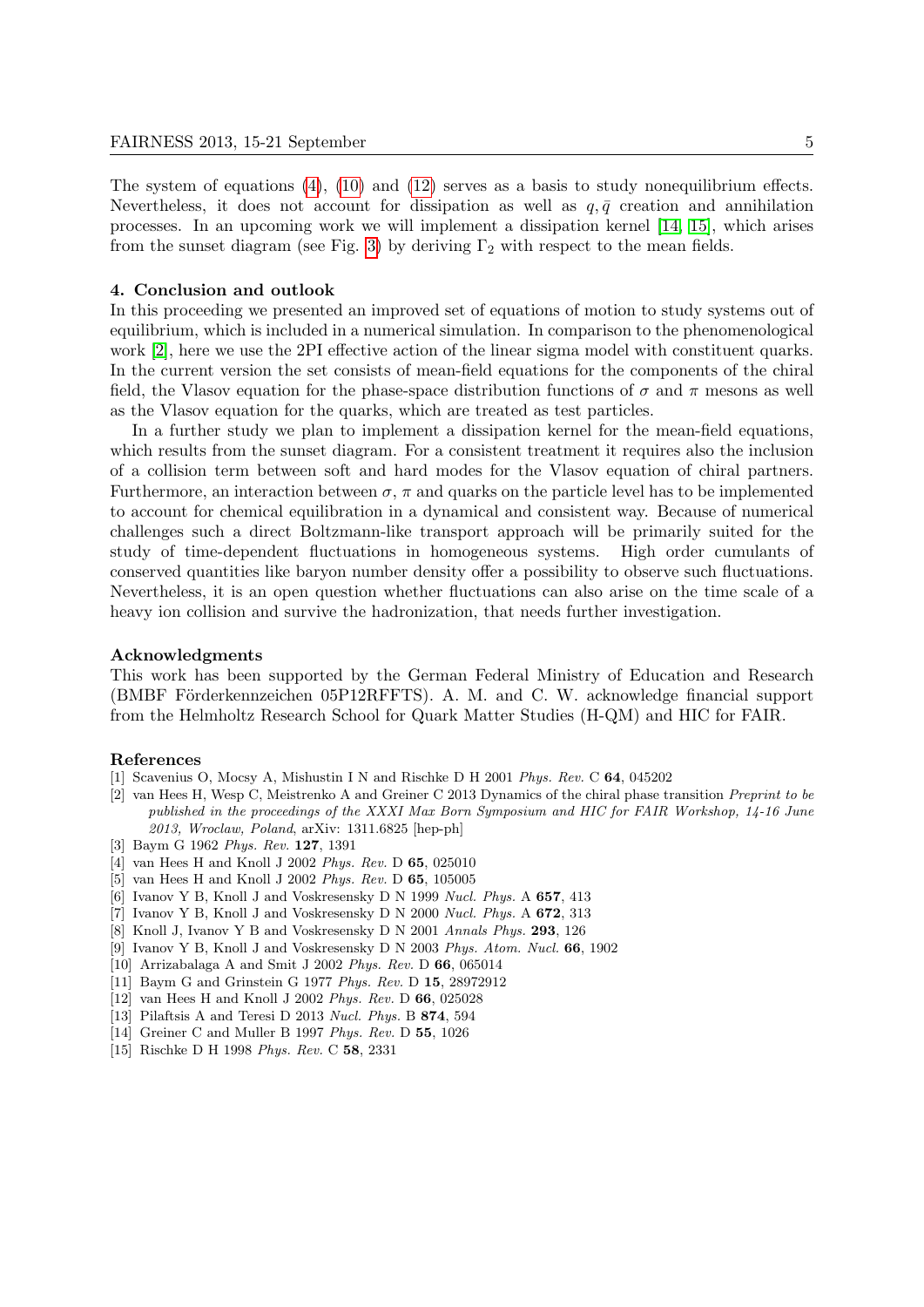The system of equations (4), (10) and (12) serves as a basis to study nonequilibrium effects. Nevertheless, it does not account for dissipation as well as $q, \bar{q}$ creation and annihilation processes. In an upcoming work we will implement a dissipation kernel [14, 15], which arises from the sunset diagram (see Fig. 3) by deriving $\Gamma_2$ with respect to the mean fields.

## 4. Conclusion and outlook

In this proceeding we presented an improved set of equations of motion to study systems out of equilibrium, which is included in a numerical simulation. In comparison to the phenomenological work [2], here we use the 2PI effective action of the linear sigma model with constituent quarks. In the current version the set consists of mean-field equations for the components of the chiral field, the Vlasov equation for the phase-space distribution functions of $\sigma$ and $\pi$ mesons as well as the Vlasov equation for the quarks, which are treated as test particles.

In a further study we plan to implement a dissipation kernel for the mean-field equations, which results from the sunset diagram. For a consistent treatment it requires also the inclusion of a collision term between soft and hard modes for the Vlasov equation of chiral partners. Furthermore, an interaction between $\sigma$, $\pi$ and quarks on the particle level has to be implemented to account for chemical equilibration in a dynamical and consistent way. Because of numerical challenges such a direct Boltzmann-like transport approach will be primarily suited for the study of time-dependent fluctuations in homogeneous systems. High order cumulants of conserved quantities like baryon number density offer a possibility to observe such fluctuations. Nevertheless, it is an open question whether fluctuations can also arise on the time scale of a heavy ion collision and survive the hadronization, that needs further investigation.

## Acknowledgments

This work has been supported by the German Federal Ministry of Education and Research (BMBF Förderkennzeichen 05P12RFFTS). A. M. and C. W. acknowledge financial support from the Helmholtz Research School for Quark Matter Studies (H-QM) and HIC for FAIR.

## References

[1] Scavenius O, Mocsy A, Mishustin I N and Rischke D H 2001 *Phys. Rev.* C **64**, 045202

[2] van Hees H, Wesp C, Meistrenko A and Greiner C 2013 Dynamics of the chiral phase transition *Preprint to be published in the proceedings of the XXXI Max Born Symposium and HIC for FAIR Workshop, 14-16 June 2013, Wroclaw, Poland*, arXiv: 1311.6825 [hep-ph]

[3] Baym G 1962 *Phys. Rev.* **127**, 1391

[4] van Hees H and Knoll J 2002 *Phys. Rev.* D **65**, 025010

[5] van Hees H and Knoll J 2002 *Phys. Rev.* D **65**, 105005

[6] Ivanov Y B, Knoll J and Voskresensky D N 1999 *Nucl. Phys.* A **657**, 413

[7] Ivanov Y B, Knoll J and Voskresensky D N 2000 *Nucl. Phys.* A **672**, 313

[8] Knoll J, Ivanov Y B and Voskresensky D N 2001 *Annals Phys.* **293**, 126

[9] Ivanov Y B, Knoll J and Voskresensky D N 2003 *Phys. Atom. Nucl.* **66**, 1902

[10] Arrizabalaga A and Smit J 2002 *Phys. Rev.* D **66**, 065014

[11] Baym G and Grinstein G 1977 *Phys. Rev.* D **15**, 28972912

[12] van Hees H and Knoll J 2002 *Phys. Rev.* D **66**, 025028

[13] Pilaftsis A and Teresi D 2013 *Nucl. Phys.* B **874**, 594

[14] Greiner C and Muller B 1997 *Phys. Rev.* D **55**, 1026

[15] Rischke D H 1998 *Phys. Rev.* C **58**, 2331